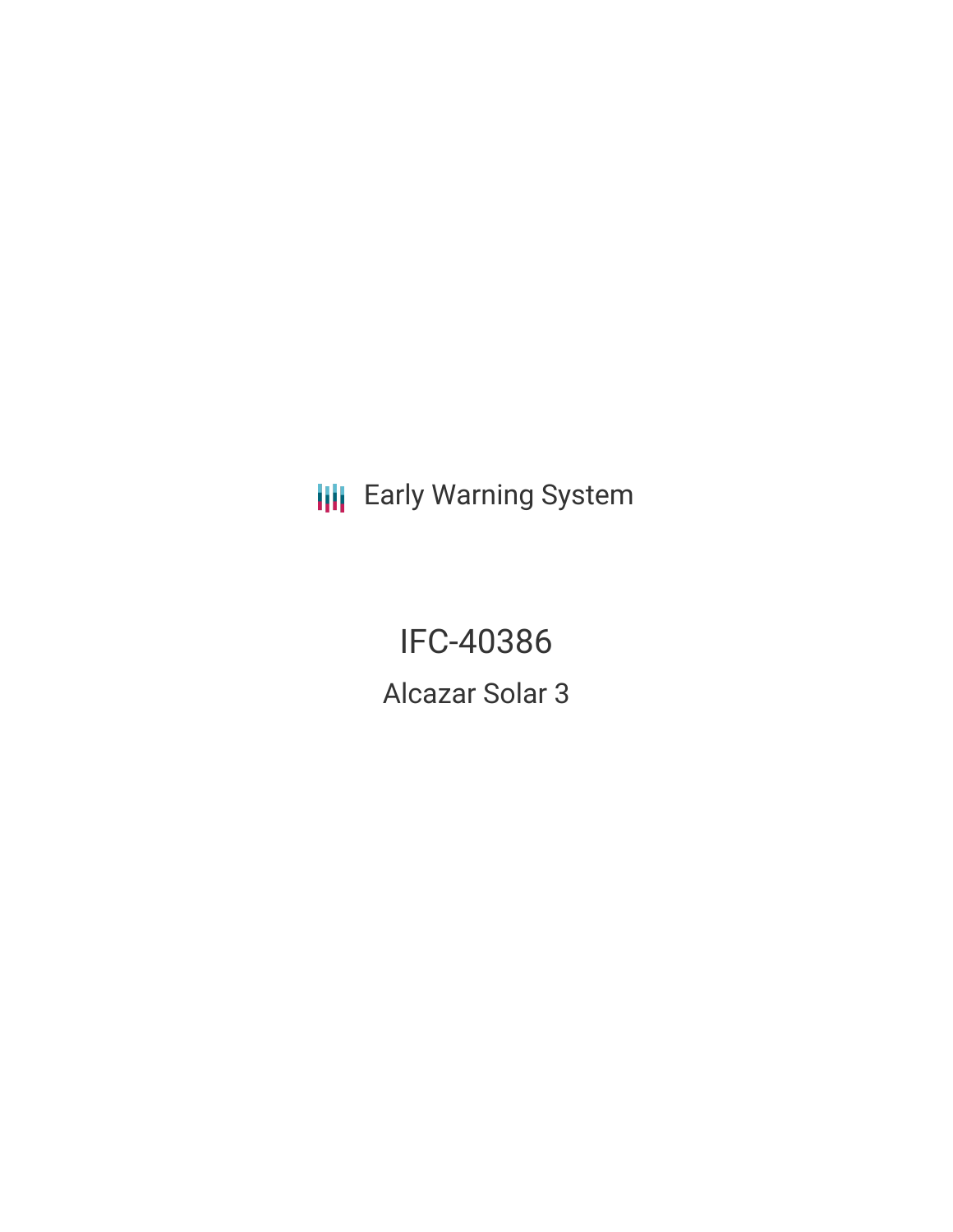Early Warning System

# IFC-40386

## Alcazar Solar 3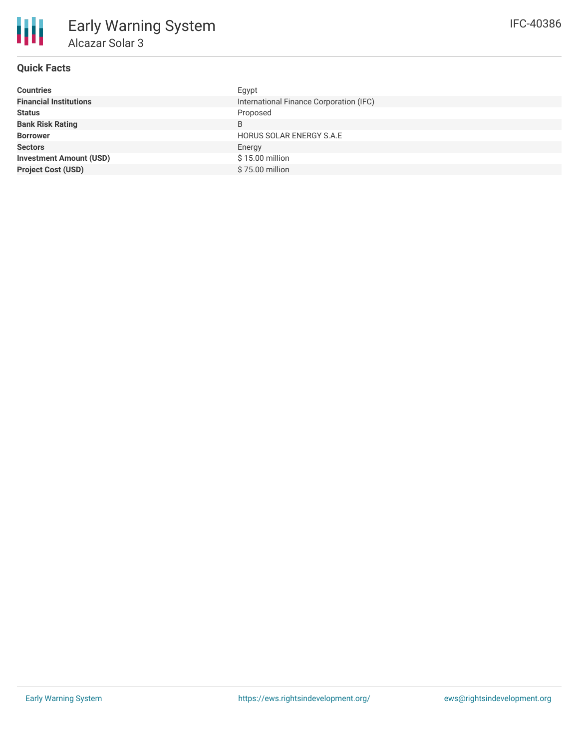# Early Warning System

## Alcazar Solar 3

IFC-40386

### Quick Facts

| | |
|---|---|
| **Countries** | Egypt |
| **Financial Institutions** | International Finance Corporation (IFC) |
| **Status** | Proposed |
| **Bank Risk Rating** | B |
| **Borrower** | HORUS SOLAR ENERGY S.A.E |
| **Sectors** | Energy |
| **Investment Amount (USD)** | $ 15.00 million |
| **Project Cost (USD)** | $ 75.00 million |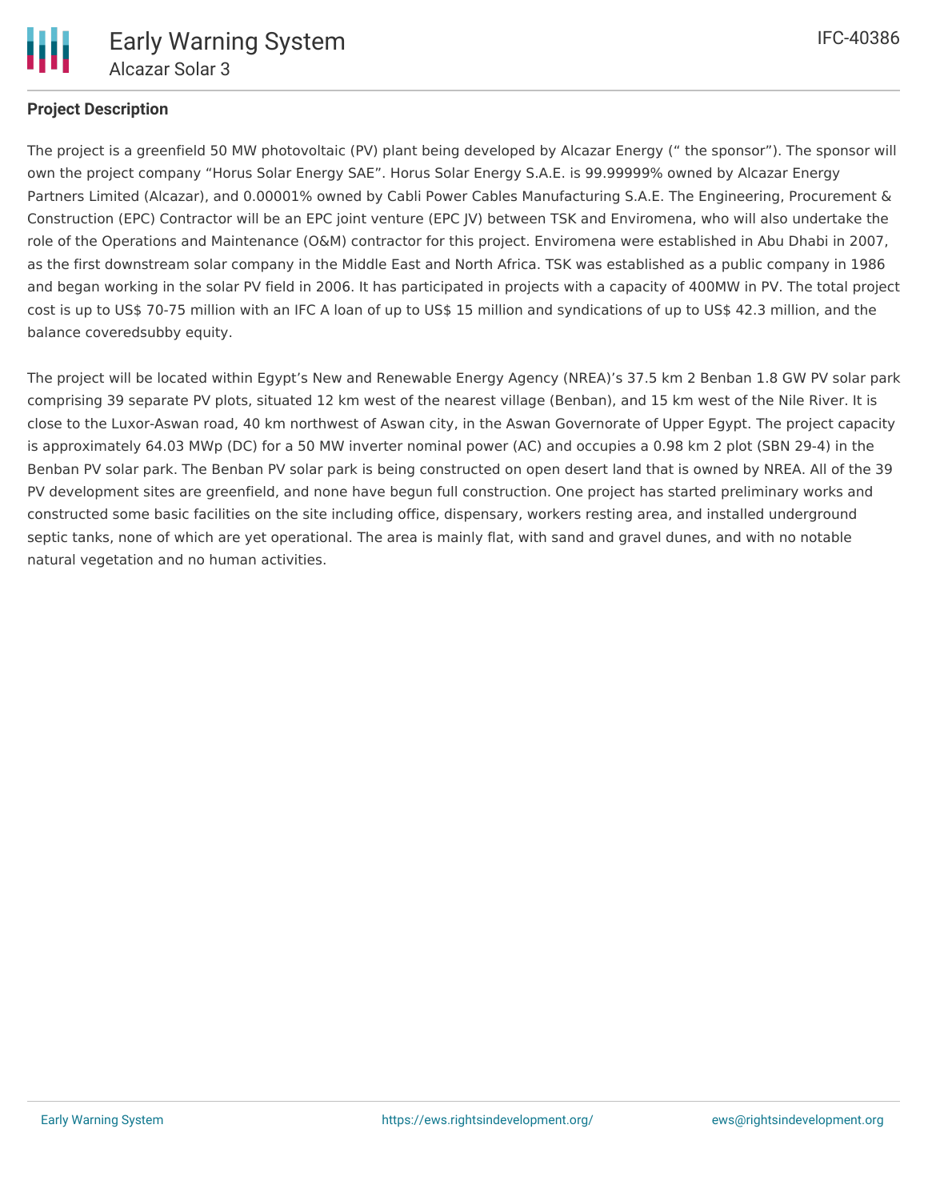**Project Description**

The project is a greenfield 50 MW photovoltaic (PV) plant being developed by Alcazar Energy (" the sponsor"). The sponsor will own the project company "Horus Solar Energy SAE". Horus Solar Energy S.A.E. is 99.99999% owned by Alcazar Energy Partners Limited (Alcazar), and 0.00001% owned by Cabli Power Cables Manufacturing S.A.E. The Engineering, Procurement & Construction (EPC) Contractor will be an EPC joint venture (EPC JV) between TSK and Enviromena, who will also undertake the role of the Operations and Maintenance (O&M) contractor for this project. Enviromena were established in Abu Dhabi in 2007, as the first downstream solar company in the Middle East and North Africa. TSK was established as a public company in 1986 and began working in the solar PV field in 2006. It has participated in projects with a capacity of 400MW in PV. The total project cost is up to US$ 70-75 million with an IFC A loan of up to US$ 15 million and syndications of up to US$ 42.3 million, and the balance coveredsubby equity.

The project will be located within Egypt's New and Renewable Energy Agency (NREA)'s 37.5 km 2 Benban 1.8 GW PV solar park comprising 39 separate PV plots, situated 12 km west of the nearest village (Benban), and 15 km west of the Nile River. It is close to the Luxor-Aswan road, 40 km northwest of Aswan city, in the Aswan Governorate of Upper Egypt. The project capacity is approximately 64.03 MWp (DC) for a 50 MW inverter nominal power (AC) and occupies a 0.98 km 2 plot (SBN 29-4) in the Benban PV solar park. The Benban PV solar park is being constructed on open desert land that is owned by NREA. All of the 39 PV development sites are greenfield, and none have begun full construction. One project has started preliminary works and constructed some basic facilities on the site including office, dispensary, workers resting area, and installed underground septic tanks, none of which are yet operational. The area is mainly flat, with sand and gravel dunes, and with no notable natural vegetation and no human activities.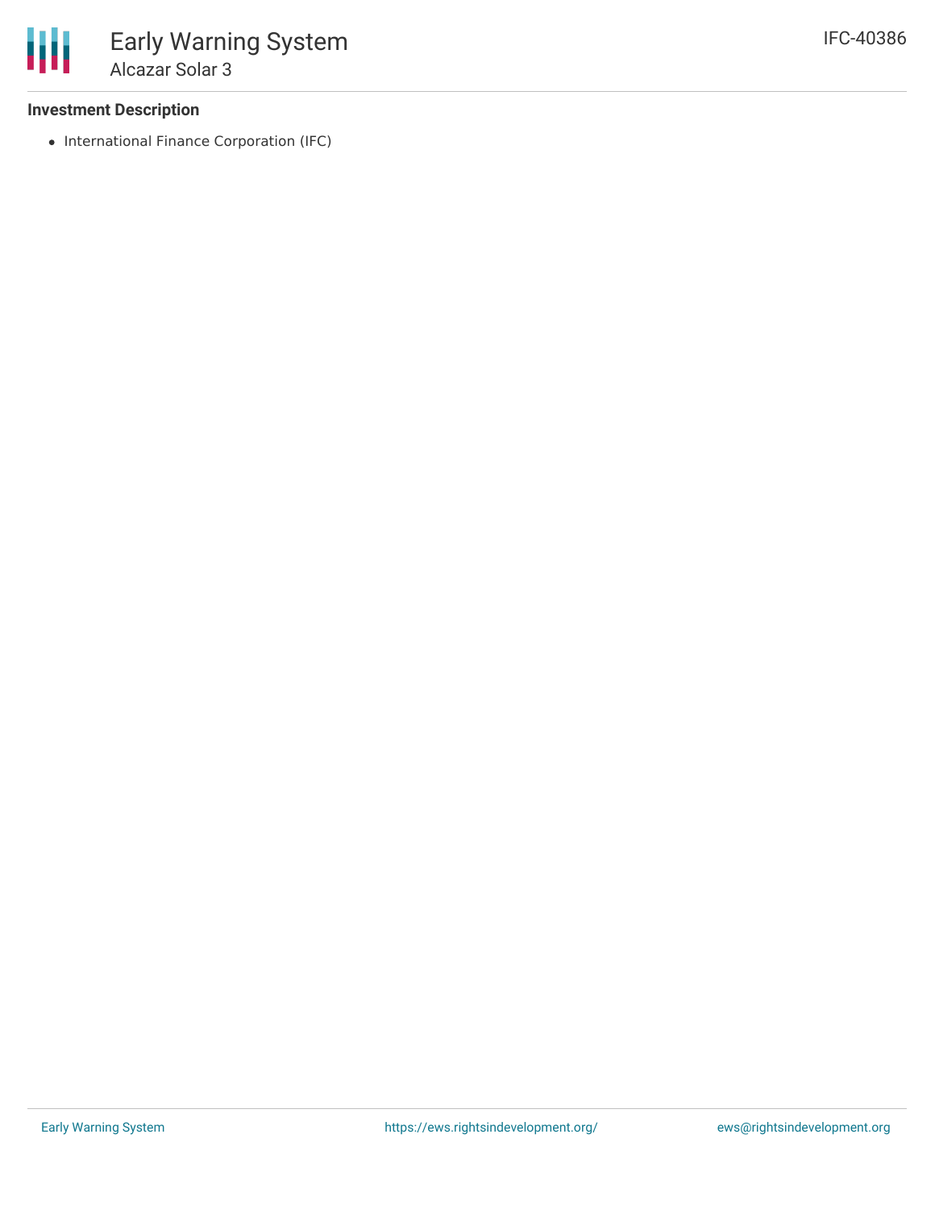**Investment Description**

- International Finance Corporation (IFC)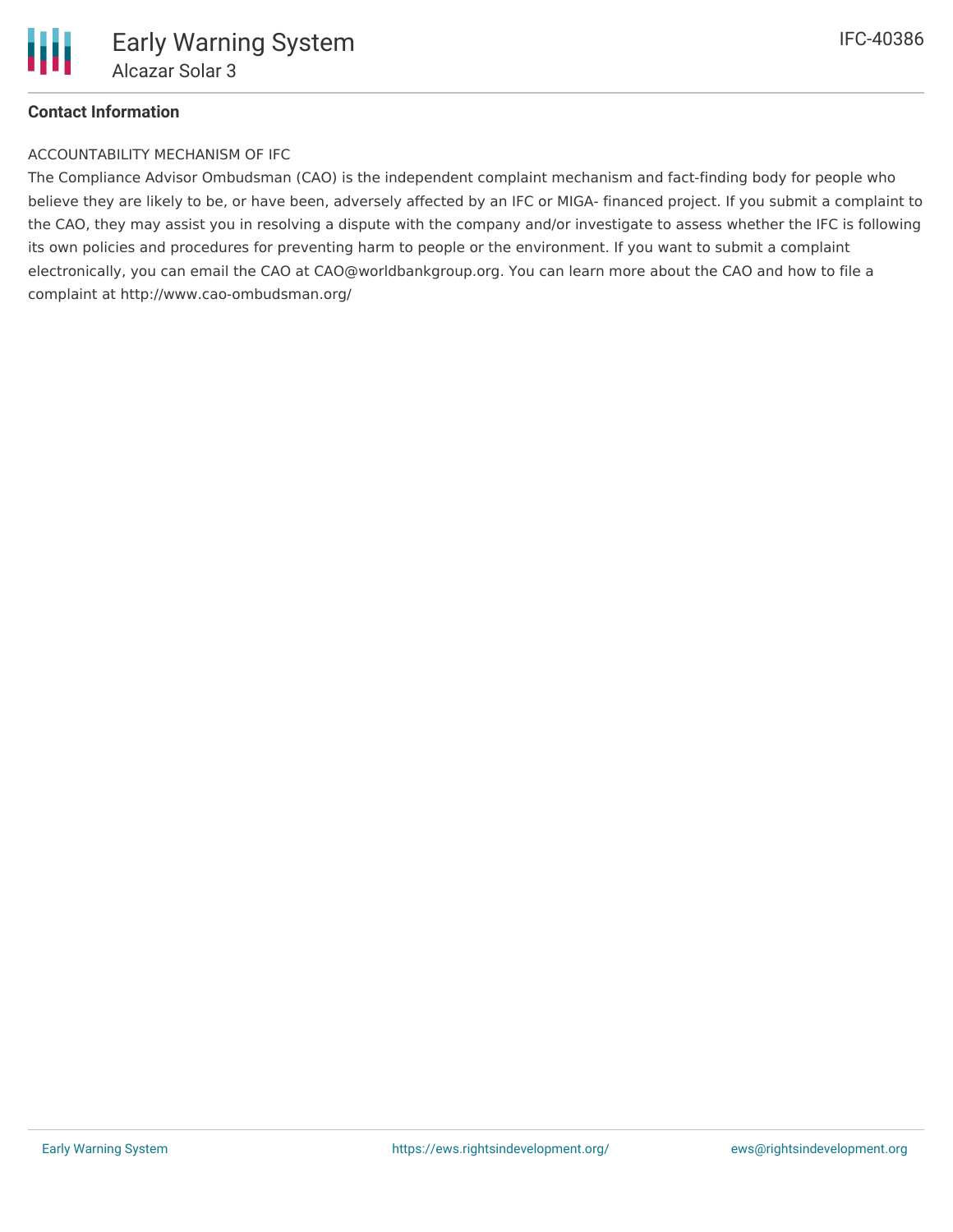**Contact Information**

ACCOUNTABILITY MECHANISM OF IFC

The Compliance Advisor Ombudsman (CAO) is the independent complaint mechanism and fact-finding body for people who believe they are likely to be, or have been, adversely affected by an IFC or MIGA- financed project. If you submit a complaint to the CAO, they may assist you in resolving a dispute with the company and/or investigate to assess whether the IFC is following its own policies and procedures for preventing harm to people or the environment. If you want to submit a complaint electronically, you can email the CAO at CAO@worldbankgroup.org. You can learn more about the CAO and how to file a complaint at http://www.cao-ombudsman.org/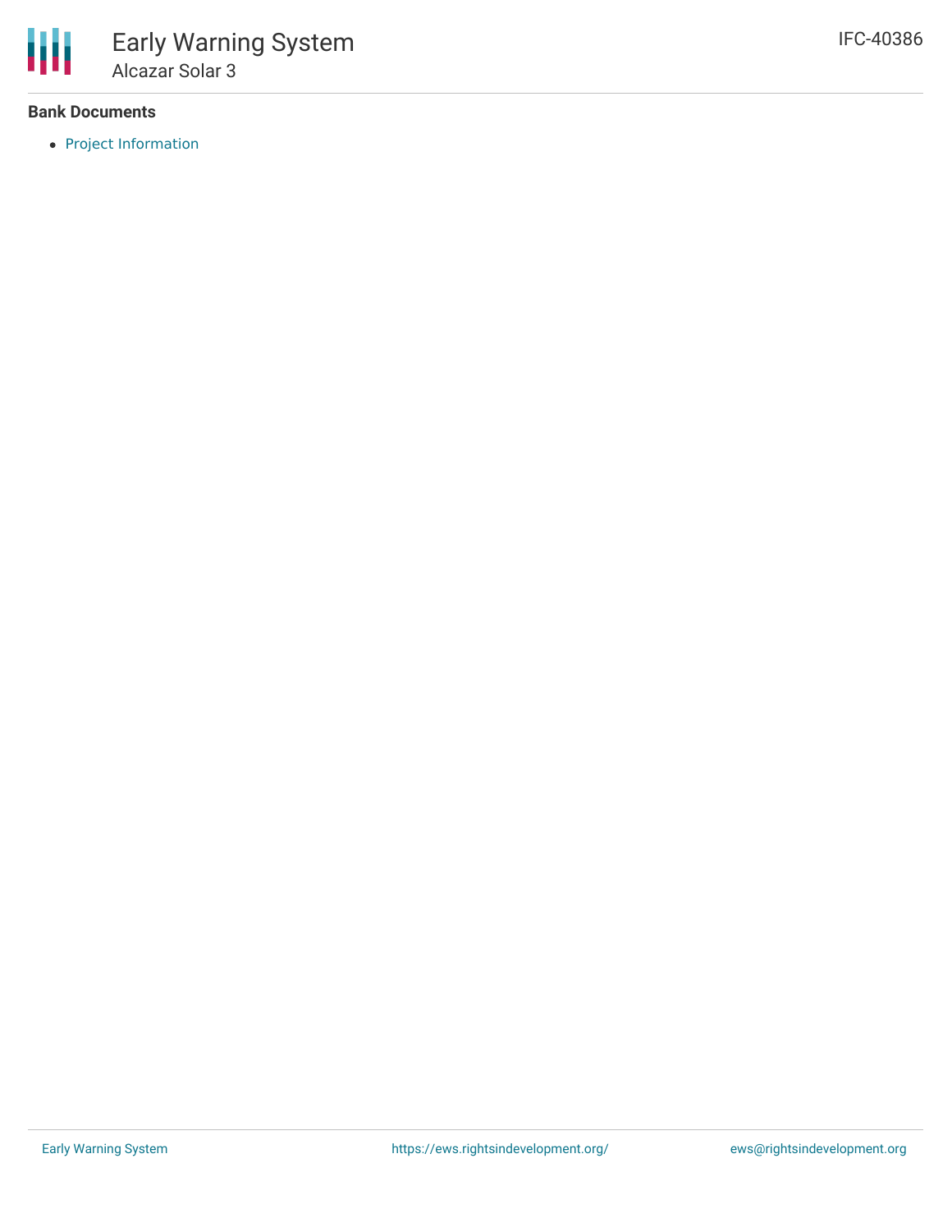### Bank Documents

- Project Information